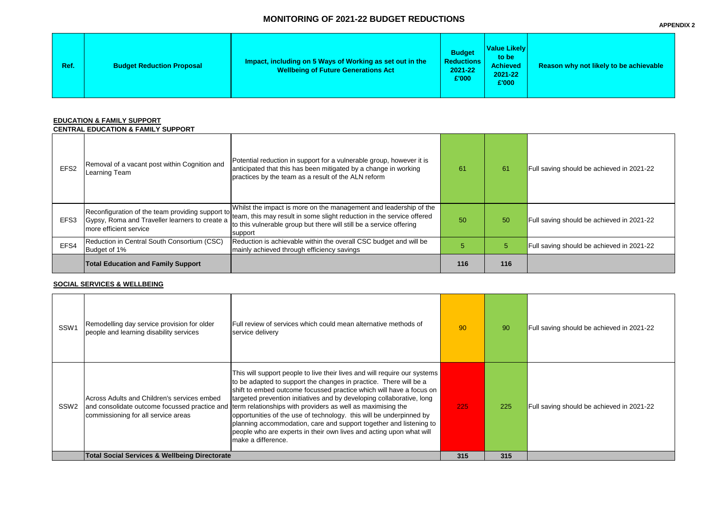# MONITORING OF 2021-22 BUDGET REDUCTIONS

**APPENDIX 2**

| Ref. | Budget Reduction Proposal | Impact, including on 5 Ways of Working as set out in the Wellbeing of Future Generations Act | Budget Reductions 2021-22 £'000 | Value Likely to be Achieved 2021-22 £'000 | Reason why not likely to be achievable |
|---|---|---|---|---|---|

## EDUCATION & FAMILY SUPPORT

### CENTRAL EDUCATION & FAMILY SUPPORT

| Ref. | Budget Reduction Proposal | Impact, including on 5 Ways of Working as set out in the Wellbeing of Future Generations Act | Budget Reductions 2021-22 £'000 | Value Likely to be Achieved 2021-22 £'000 | Reason why not likely to be achievable |
|---|---|---|---|---|---|
| EFS2 | Removal of a vacant post within Cognition and Learning Team | Potential reduction in support for a vulnerable group, however it is anticipated that this has been mitigated by a change in working practices by the team as a result of the ALN reform | 61 | 61 | Full saving should be achieved in 2021-22 |
| EFS3 | Reconfiguration of the team providing support to Gypsy, Roma and Traveller learners to create a more efficient service | Whilst the impact is more on the management and leadership of the team, this may result in some slight reduction in the service offered to this vulnerable group but there will still be a service offering support | 50 | 50 | Full saving should be achieved in 2021-22 |
| EFS4 | Reduction in Central South Consortium (CSC) Budget of 1% | Reduction is achievable within the overall CSC budget and will be mainly achieved through efficiency savings | 5 | 5 | Full saving should be achieved in 2021-22 |
| | **Total Education and Family Support** | | **116** | **116** | |

## SOCIAL SERVICES & WELLBEING

| Ref. | Budget Reduction Proposal | Impact, including on 5 Ways of Working as set out in the Wellbeing of Future Generations Act | Budget Reductions 2021-22 £'000 | Value Likely to be Achieved 2021-22 £'000 | Reason why not likely to be achievable |
|---|---|---|---|---|---|
| SSW1 | Remodelling day service provision for older people and learning disability services | Full review of services which could mean alternative methods of service delivery | 90 | 90 | Full saving should be achieved in 2021-22 |
| SSW2 | Across Adults and Children's services embed and consolidate outcome focussed practice and commissioning for all service areas | This will support people to live their lives and will require our systems to be adapted to support the changes in practice. There will be a shift to embed outcome focussed practice which will have a focus on targeted prevention initiatives and by developing collaborative, long term relationships with providers as well as maximising the opportunities of the use of technology. this will be underpinned by planning accommodation, care and support together and listening to people who are experts in their own lives and acting upon what will make a difference. | 225 | 225 | Full saving should be achieved in 2021-22 |
| | **Total Social Services & Wellbeing Directorate** | | **315** | **315** | |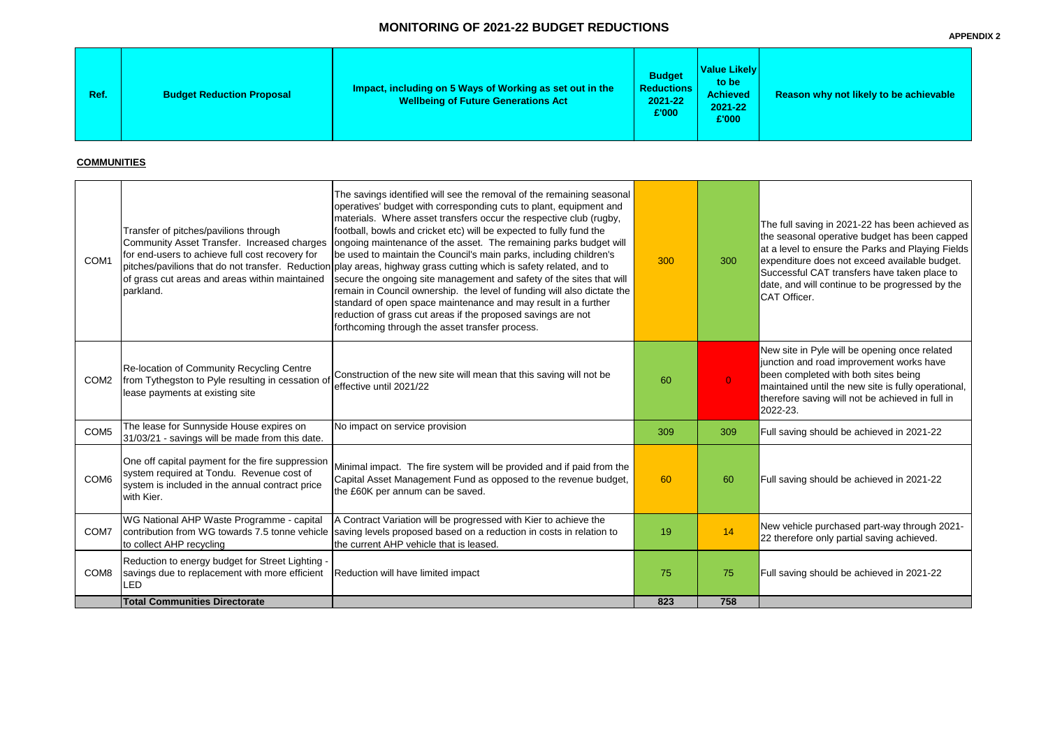# MONITORING OF 2021-22 BUDGET REDUCTIONS

**APPENDIX 2**

**COMMUNITIES**

| Ref. | Budget Reduction Proposal | Impact, including on 5 Ways of Working as set out in the Wellbeing of Future Generations Act | Budget Reductions 2021-22 £'000 | Value Likely to be Achieved 2021-22 £'000 | Reason why not likely to be achievable |
|---|---|---|---|---|---|
| COM1 | Transfer of pitches/pavilions through Community Asset Transfer. Increased charges for end-users to achieve full cost recovery for pitches/pavilions that do not transfer. Reduction of grass cut areas and areas within maintained parkland. | The savings identified will see the removal of the remaining seasonal operatives' budget with corresponding cuts to plant, equipment and materials. Where asset transfers occur the respective club (rugby, football, bowls and cricket etc) will be expected to fully fund the ongoing maintenance of the asset. The remaining parks budget will be used to maintain the Council's main parks, including children's play areas, highway grass cutting which is safety related, and to secure the ongoing site management and safety of the sites that will remain in Council ownership. the level of funding will also dictate the standard of open space maintenance and may result in a further reduction of grass cut areas if the proposed savings are not forthcoming through the asset transfer process. | 300 | 300 | The full saving in 2021-22 has been achieved as the seasonal operative budget has been capped at a level to ensure the Parks and Playing Fields expenditure does not exceed available budget. Successful CAT transfers have taken place to date, and will continue to be progressed by the CAT Officer. |
| COM2 | Re-location of Community Recycling Centre from Tythegston to Pyle resulting in cessation of lease payments at existing site | Construction of the new site will mean that this saving will not be effective until 2021/22 | 60 | 0 | New site in Pyle will be opening once related junction and road improvement works have been completed with both sites being maintained until the new site is fully operational, therefore saving will not be achieved in full in 2022-23. |
| COM5 | The lease for Sunnyside House expires on 31/03/21 - savings will be made from this date. | No impact on service provision | 309 | 309 | Full saving should be achieved in 2021-22 |
| COM6 | One off capital payment for the fire suppression system required at Tondu. Revenue cost of system is included in the annual contract price with Kier. | Minimal impact. The fire system will be provided and if paid from the Capital Asset Management Fund as opposed to the revenue budget, the £60K per annum can be saved. | 60 | 60 | Full saving should be achieved in 2021-22 |
| COM7 | WG National AHP Waste Programme - capital contribution from WG towards 7.5 tonne vehicle to collect AHP recycling | A Contract Variation will be progressed with Kier to achieve the saving levels proposed based on a reduction in costs in relation to the current AHP vehicle that is leased. | 19 | 14 | New vehicle purchased part-way through 2021-22 therefore only partial saving achieved. |
| COM8 | Reduction to energy budget for Street Lighting - savings due to replacement with more efficient LED | Reduction will have limited impact | 75 | 75 | Full saving should be achieved in 2021-22 |
| | **Total Communities Directorate** | | **823** | **758** | |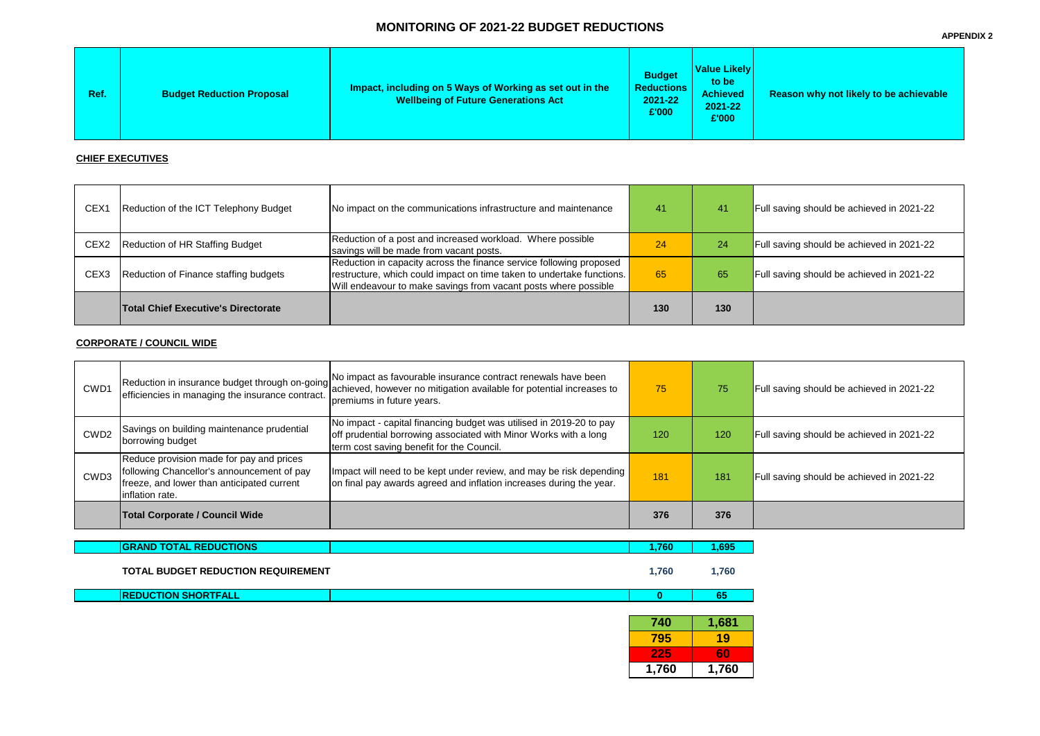# MONITORING OF 2021-22 BUDGET REDUCTIONS

**APPENDIX 2**

| Ref. | Budget Reduction Proposal | Impact, including on 5 Ways of Working as set out in the Wellbeing of Future Generations Act | Budget Reductions 2021-22 £'000 | Value Likely to be Achieved 2021-22 £'000 | Reason why not likely to be achievable |
|---|---|---|---|---|---|
| **CHIEF EXECUTIVES** | | | | | |
| CEX1 | Reduction of the ICT Telephony Budget | No impact on the communications infrastructure and maintenance | 41 | 41 | Full saving should be achieved in 2021-22 |
| CEX2 | Reduction of HR Staffing Budget | Reduction of a post and increased workload. Where possible savings will be made from vacant posts. | 24 | 24 | Full saving should be achieved in 2021-22 |
| CEX3 | Reduction of Finance staffing budgets | Reduction in capacity across the finance service following proposed restructure, which could impact on time taken to undertake functions. Will endeavour to make savings from vacant posts where possible | 65 | 65 | Full saving should be achieved in 2021-22 |
| | **Total Chief Executive's Directorate** | | **130** | **130** | |
| **CORPORATE / COUNCIL WIDE** | | | | | |
| CWD1 | Reduction in insurance budget through on-going efficiencies in managing the insurance contract. | No impact as favourable insurance contract renewals have been achieved, however no mitigation available for potential increases to premiums in future years. | 75 | 75 | Full saving should be achieved in 2021-22 |
| CWD2 | Savings on building maintenance prudential borrowing budget | No impact - capital financing budget was utilised in 2019-20 to pay off prudential borrowing associated with Minor Works with a long term cost saving benefit for the Council. | 120 | 120 | Full saving should be achieved in 2021-22 |
| CWD3 | Reduce provision made for pay and prices following Chancellor's announcement of pay freeze, and lower than anticipated current inflation rate. | Impact will need to be kept under review, and may be risk depending on final pay awards agreed and inflation increases during the year. | 181 | 181 | Full saving should be achieved in 2021-22 |
| | **Total Corporate / Council Wide** | | **376** | **376** | |
| | **GRAND TOTAL REDUCTIONS** | | **1,760** | **1,695** | |
| | **TOTAL BUDGET REDUCTION REQUIREMENT** | | **1,760** | **1,760** | |
| | **REDUCTION SHORTFALL** | | **0** | **65** | |

| | |
|---|---|
| **740** | **1,681** |
| **795** | **19** |
| **225** | **60** |
| **1,760** | **1,760** |